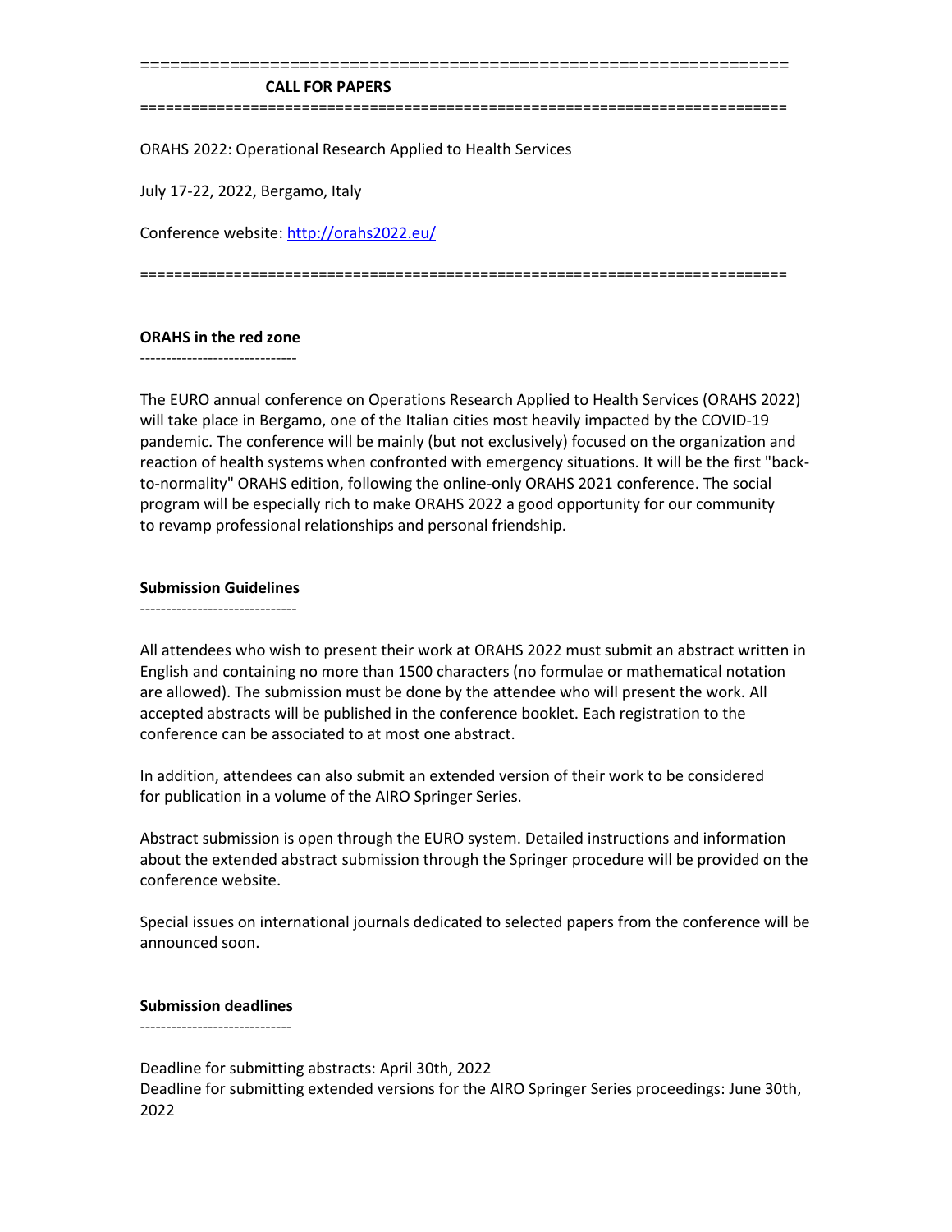# CALL FOR PAPERS

ORAHS 2022: Operational Research Applied to Health Services

July 17-22, 2022, Bergamo, Italy

Conference website: http://orahs2022.eu/

## ORAHS in the red zone

The EURO annual conference on Operations Research Applied to Health Services (ORAHS 2022) will take place in Bergamo, one of the Italian cities most heavily impacted by the COVID-19 pandemic. The conference will be mainly (but not exclusively) focused on the organization and reaction of health systems when confronted with emergency situations. It will be the first "back-to-normality" ORAHS edition, following the online-only ORAHS 2021 conference. The social program will be especially rich to make ORAHS 2022 a good opportunity for our community to revamp professional relationships and personal friendship.

## Submission Guidelines

All attendees who wish to present their work at ORAHS 2022 must submit an abstract written in English and containing no more than 1500 characters (no formulae or mathematical notation are allowed). The submission must be done by the attendee who will present the work. All accepted abstracts will be published in the conference booklet. Each registration to the conference can be associated to at most one abstract.

In addition, attendees can also submit an extended version of their work to be considered for publication in a volume of the AIRO Springer Series.

Abstract submission is open through the EURO system. Detailed instructions and information about the extended abstract submission through the Springer procedure will be provided on the conference website.

Special issues on international journals dedicated to selected papers from the conference will be announced soon.

## Submission deadlines

Deadline for submitting abstracts: April 30th, 2022
Deadline for submitting extended versions for the AIRO Springer Series proceedings: June 30th, 2022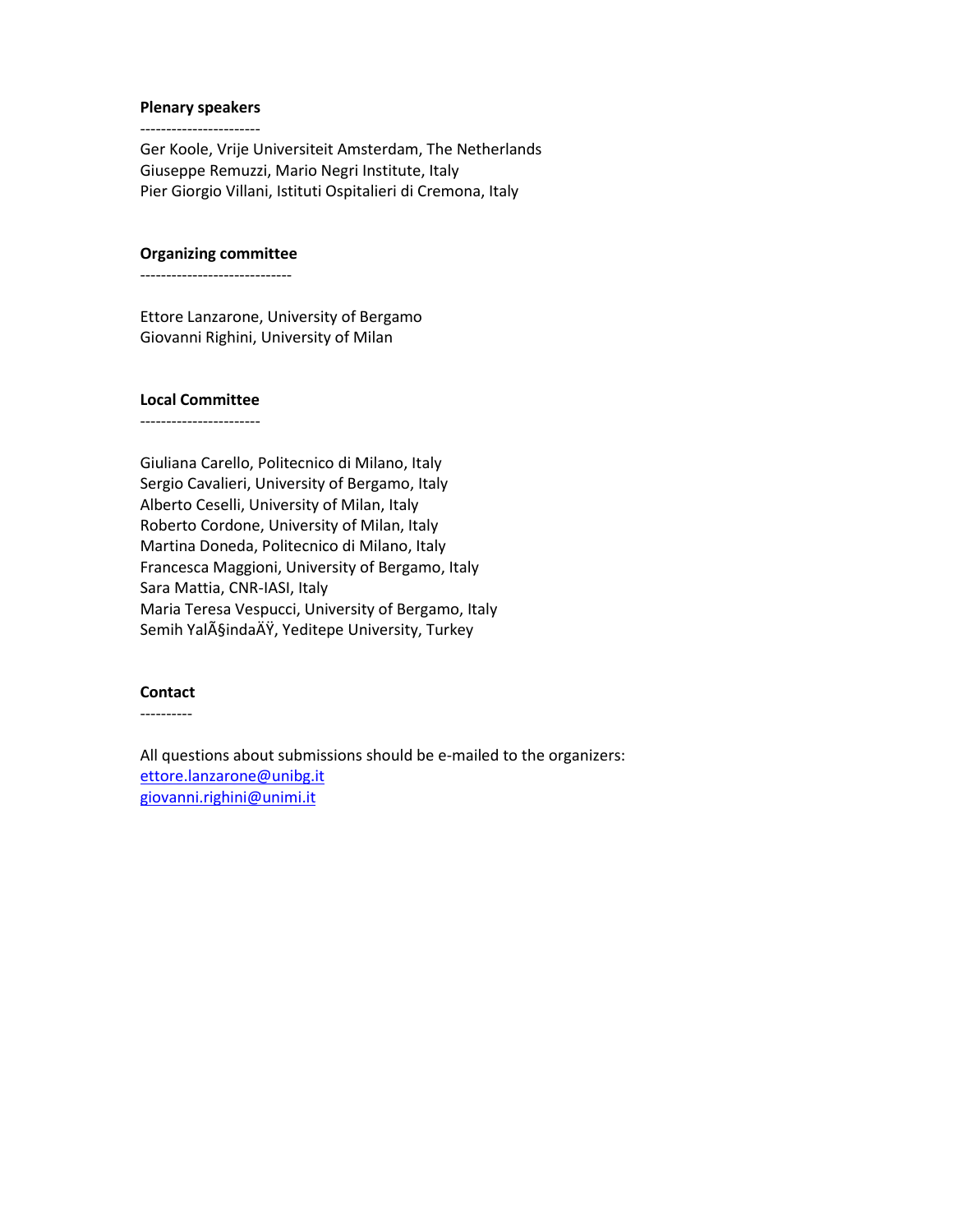**Plenary speakers**

-----------------------

Ger Koole, Vrije Universiteit Amsterdam, The Netherlands
Giuseppe Remuzzi, Mario Negri Institute, Italy
Pier Giorgio Villani, Istituti Ospitalieri di Cremona, Italy

**Organizing committee**

-----------------------------

Ettore Lanzarone, University of Bergamo
Giovanni Righini, University of Milan

**Local Committee**

-----------------------

Giuliana Carello, Politecnico di Milano, Italy
Sergio Cavalieri, University of Bergamo, Italy
Alberto Ceselli, University of Milan, Italy
Roberto Cordone, University of Milan, Italy
Martina Doneda, Politecnico di Milano, Italy
Francesca Maggioni, University of Bergamo, Italy
Sara Mattia, CNR-IASI, Italy
Maria Teresa Vespucci, University of Bergamo, Italy
Semih YalÃ§indaÄŸ, Yeditepe University, Turkey

**Contact**

----------

All questions about submissions should be e-mailed to the organizers:
ettore.lanzarone@unibg.it
giovanni.righini@unimi.it